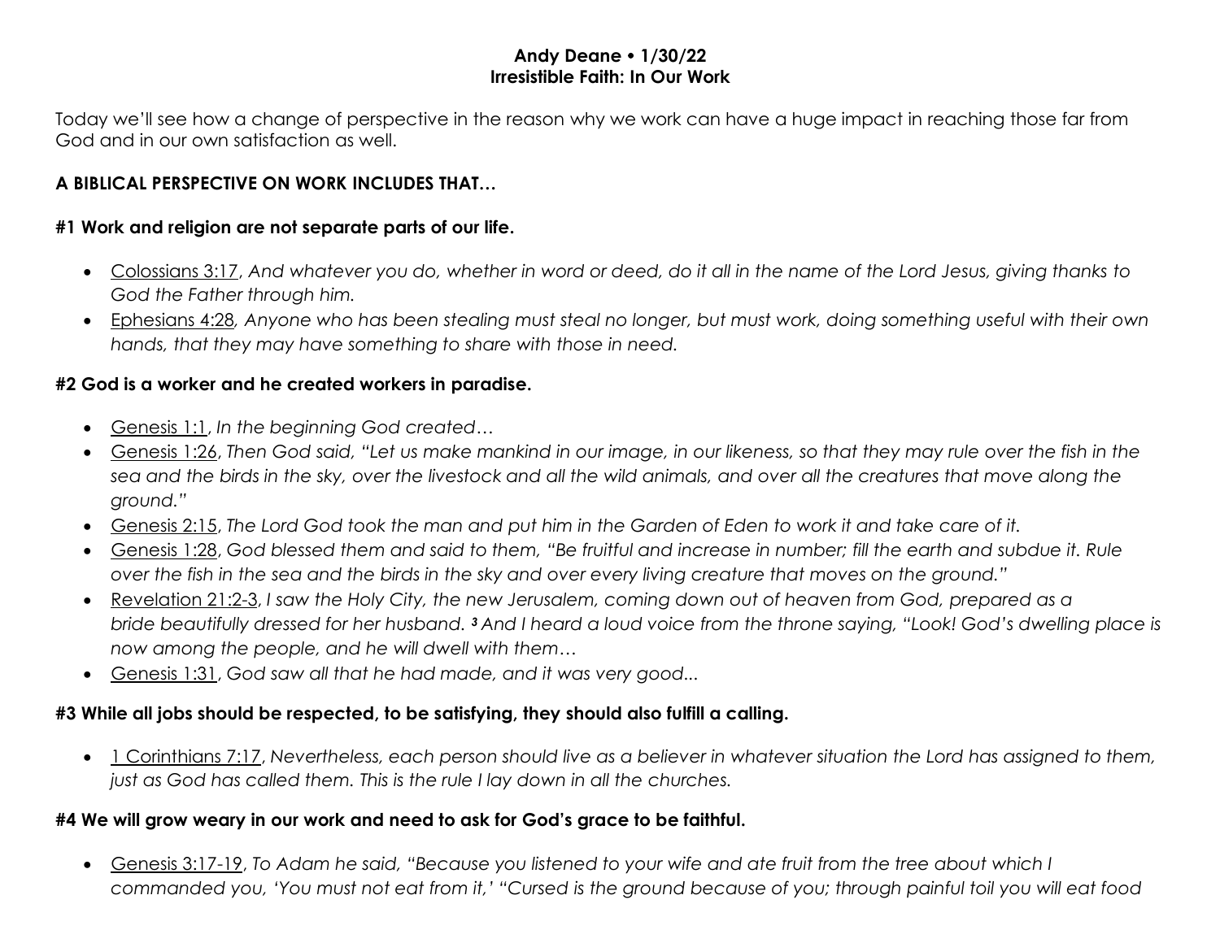**Andy Deane • 1/30/22**
**Irresistible Faith: In Our Work**

Today we'll see how a change of perspective in the reason why we work can have a huge impact in reaching those far from God and in our own satisfaction as well.

**A BIBLICAL PERSPECTIVE ON WORK INCLUDES THAT…**

**#1 Work and religion are not separate parts of our life.**

- Colossians 3:17, *And whatever you do, whether in word or deed, do it all in the name of the Lord Jesus, giving thanks to God the Father through him.*
- Ephesians 4:28, *Anyone who has been stealing must steal no longer, but must work, doing something useful with their own hands, that they may have something to share with those in need.*

**#2 God is a worker and he created workers in paradise.**

- Genesis 1:1, *In the beginning God created…*
- Genesis 1:26, *Then God said, "Let us make mankind in our image, in our likeness, so that they may rule over the fish in the sea and the birds in the sky, over the livestock and all the wild animals, and over all the creatures that move along the ground."*
- Genesis 2:15, *The Lord God took the man and put him in the Garden of Eden to work it and take care of it.*
- Genesis 1:28, *God blessed them and said to them, "Be fruitful and increase in number; fill the earth and subdue it. Rule over the fish in the sea and the birds in the sky and over every living creature that moves on the ground."*
- Revelation 21:2-3, *I saw the Holy City, the new Jerusalem, coming down out of heaven from God, prepared as a bride beautifully dressed for her husband.* ***3*** *And I heard a loud voice from the throne saying, "Look! God's dwelling place is now among the people, and he will dwell with them…*
- Genesis 1:31, *God saw all that he had made, and it was very good...*

**#3 While all jobs should be respected, to be satisfying, they should also fulfill a calling.**

- 1 Corinthians 7:17, *Nevertheless, each person should live as a believer in whatever situation the Lord has assigned to them, just as God has called them. This is the rule I lay down in all the churches.*

**#4 We will grow weary in our work and need to ask for God's grace to be faithful.**

- Genesis 3:17-19, *To Adam he said, "Because you listened to your wife and ate fruit from the tree about which I commanded you, 'You must not eat from it,' "Cursed is the ground because of you; through painful toil you will eat food*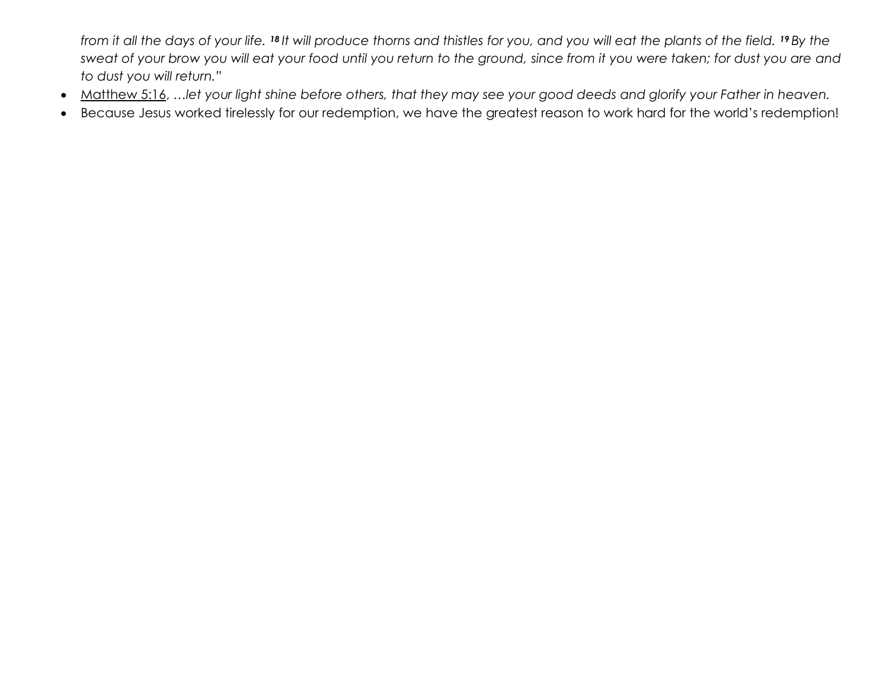*from it all the days of your life.* ***18*** *It will produce thorns and thistles for you, and you will eat the plants of the field.* ***19*** *By the sweat of your brow you will eat your food until you return to the ground, since from it you were taken; for dust you are and to dust you will return."*

- Matthew 5:16, *…let your light shine before others, that they may see your good deeds and glorify your Father in heaven.*
- Because Jesus worked tirelessly for our redemption, we have the greatest reason to work hard for the world's redemption!